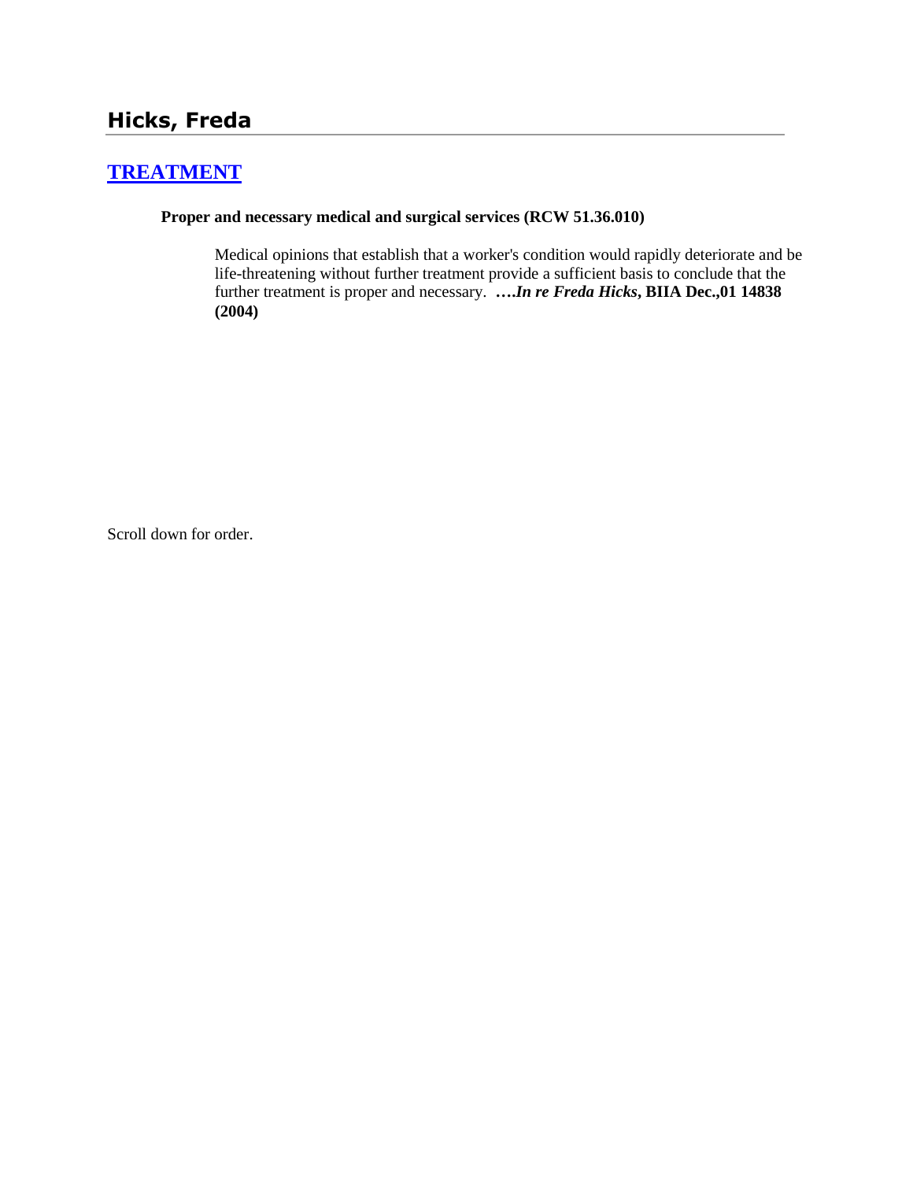## Hicks, Freda

### TREATMENT

**Proper and necessary medical and surgical services (RCW 51.36.010)**

Medical opinions that establish that a worker's condition would rapidly deteriorate and be life-threatening without further treatment provide a sufficient basis to conclude that the further treatment is proper and necessary. **….*In re Freda Hicks*, BIIA Dec.,01 14838 (2004)**

Scroll down for order.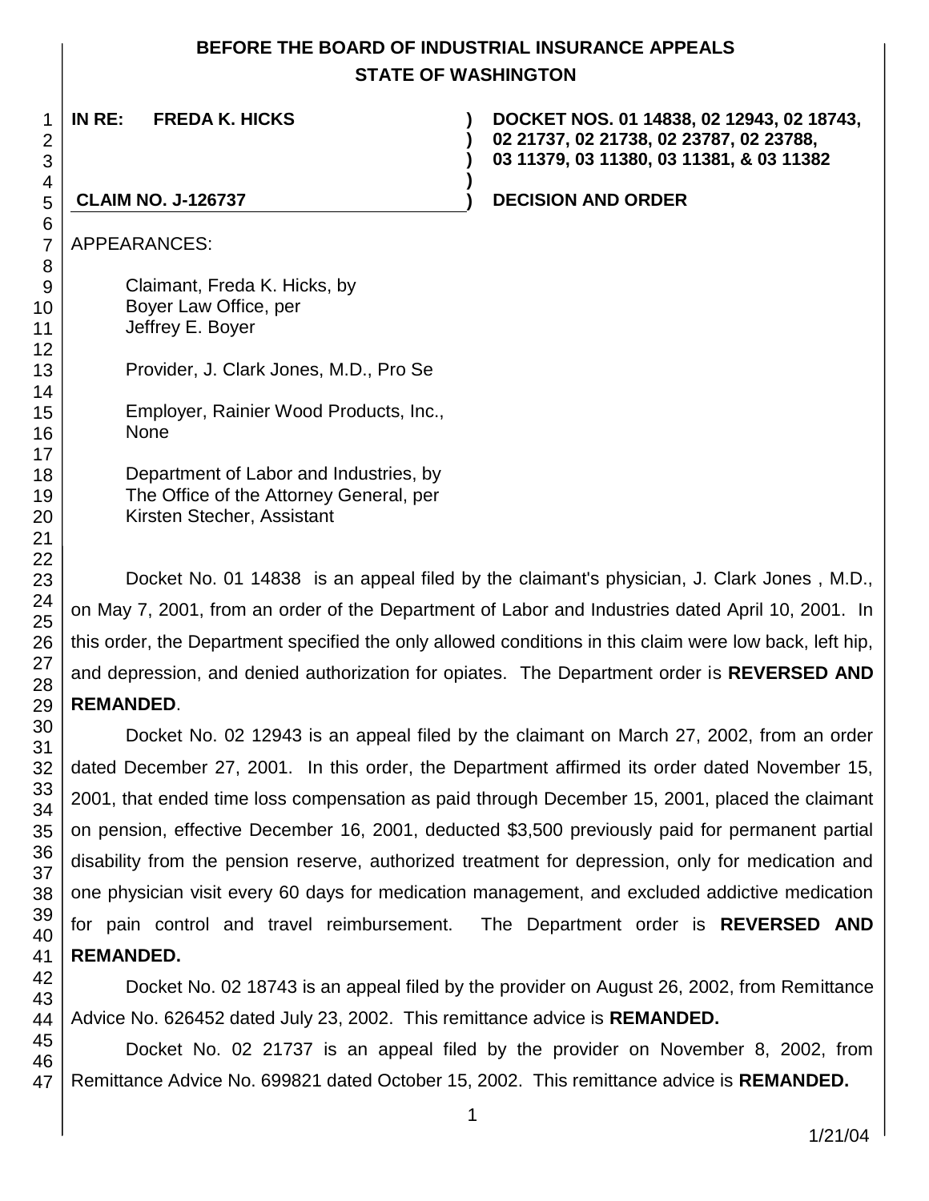# BEFORE THE BOARD OF INDUSTRIAL INSURANCE APPEALS
## STATE OF WASHINGTON

**IN RE: FREDA K. HICKS**

**CLAIM NO. J-126737**

**DOCKET NOS. 01 14838, 02 12943, 02 18743, 02 21737, 02 21738, 02 23787, 02 23788, 03 11379, 03 11380, 03 11381, & 03 11382**

**DECISION AND ORDER**

APPEARANCES:

Claimant, Freda K. Hicks, by
Boyer Law Office, per
Jeffrey E. Boyer

Provider, J. Clark Jones, M.D., Pro Se

Employer, Rainier Wood Products, Inc.,
None

Department of Labor and Industries, by
The Office of the Attorney General, per
Kirsten Stecher, Assistant

Docket No. 01 14838 is an appeal filed by the claimant's physician, J. Clark Jones , M.D., on May 7, 2001, from an order of the Department of Labor and Industries dated April 10, 2001. In this order, the Department specified the only allowed conditions in this claim were low back, left hip, and depression, and denied authorization for opiates. The Department order is **REVERSED AND REMANDED**.

Docket No. 02 12943 is an appeal filed by the claimant on March 27, 2002, from an order dated December 27, 2001. In this order, the Department affirmed its order dated November 15, 2001, that ended time loss compensation as paid through December 15, 2001, placed the claimant on pension, effective December 16, 2001, deducted $3,500 previously paid for permanent partial disability from the pension reserve, authorized treatment for depression, only for medication and one physician visit every 60 days for medication management, and excluded addictive medication for pain control and travel reimbursement. The Department order is **REVERSED AND REMANDED.**

Docket No. 02 18743 is an appeal filed by the provider on August 26, 2002, from Remittance Advice No. 626452 dated July 23, 2002. This remittance advice is **REMANDED.**

Docket No. 02 21737 is an appeal filed by the provider on November 8, 2002, from Remittance Advice No. 699821 dated October 15, 2002. This remittance advice is **REMANDED.**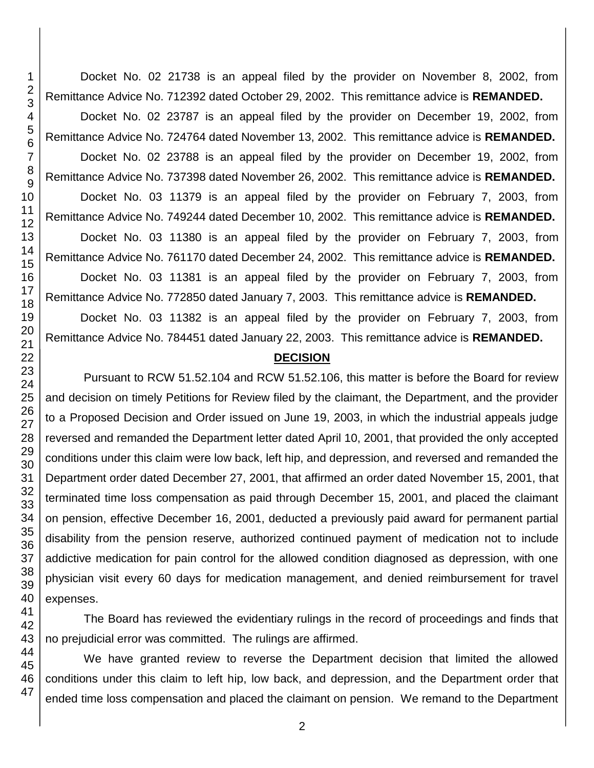Docket No. 02 21738 is an appeal filed by the provider on November 8, 2002, from Remittance Advice No. 712392 dated October 29, 2002. This remittance advice is **REMANDED.**

Docket No. 02 23787 is an appeal filed by the provider on December 19, 2002, from Remittance Advice No. 724764 dated November 13, 2002. This remittance advice is **REMANDED.**

Docket No. 02 23788 is an appeal filed by the provider on December 19, 2002, from Remittance Advice No. 737398 dated November 26, 2002. This remittance advice is **REMANDED.**

Docket No. 03 11379 is an appeal filed by the provider on February 7, 2003, from Remittance Advice No. 749244 dated December 10, 2002. This remittance advice is **REMANDED.**

Docket No. 03 11380 is an appeal filed by the provider on February 7, 2003, from Remittance Advice No. 761170 dated December 24, 2002. This remittance advice is **REMANDED.**

Docket No. 03 11381 is an appeal filed by the provider on February 7, 2003, from Remittance Advice No. 772850 dated January 7, 2003. This remittance advice is **REMANDED.**

Docket No. 03 11382 is an appeal filed by the provider on February 7, 2003, from Remittance Advice No. 784451 dated January 22, 2003. This remittance advice is **REMANDED.**

## DECISION

Pursuant to RCW 51.52.104 and RCW 51.52.106, this matter is before the Board for review and decision on timely Petitions for Review filed by the claimant, the Department, and the provider to a Proposed Decision and Order issued on June 19, 2003, in which the industrial appeals judge reversed and remanded the Department letter dated April 10, 2001, that provided the only accepted conditions under this claim were low back, left hip, and depression, and reversed and remanded the Department order dated December 27, 2001, that affirmed an order dated November 15, 2001, that terminated time loss compensation as paid through December 15, 2001, and placed the claimant on pension, effective December 16, 2001, deducted a previously paid award for permanent partial disability from the pension reserve, authorized continued payment of medication not to include addictive medication for pain control for the allowed condition diagnosed as depression, with one physician visit every 60 days for medication management, and denied reimbursement for travel expenses.

The Board has reviewed the evidentiary rulings in the record of proceedings and finds that no prejudicial error was committed. The rulings are affirmed.

We have granted review to reverse the Department decision that limited the allowed conditions under this claim to left hip, low back, and depression, and the Department order that ended time loss compensation and placed the claimant on pension. We remand to the Department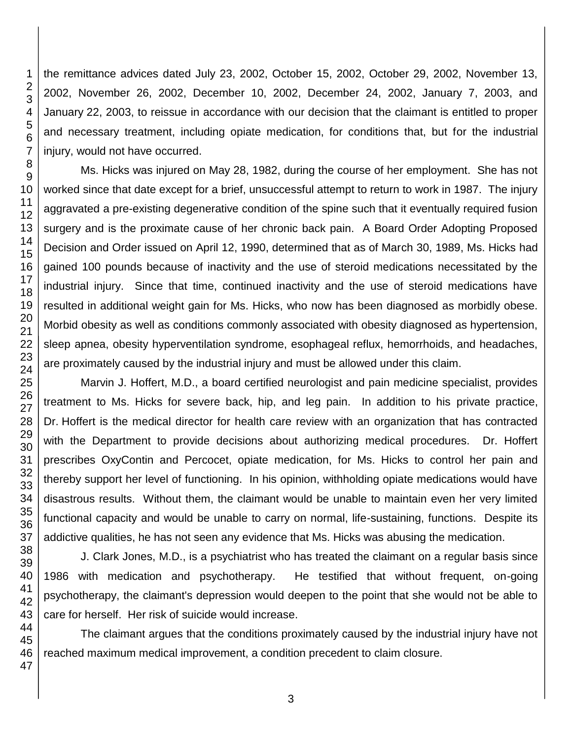the remittance advices dated July 23, 2002, October 15, 2002, October 29, 2002, November 13, 2002, November 26, 2002, December 10, 2002, December 24, 2002, January 7, 2003, and January 22, 2003, to reissue in accordance with our decision that the claimant is entitled to proper and necessary treatment, including opiate medication, for conditions that, but for the industrial injury, would not have occurred.

Ms. Hicks was injured on May 28, 1982, during the course of her employment. She has not worked since that date except for a brief, unsuccessful attempt to return to work in 1987. The injury aggravated a pre-existing degenerative condition of the spine such that it eventually required fusion surgery and is the proximate cause of her chronic back pain. A Board Order Adopting Proposed Decision and Order issued on April 12, 1990, determined that as of March 30, 1989, Ms. Hicks had gained 100 pounds because of inactivity and the use of steroid medications necessitated by the industrial injury. Since that time, continued inactivity and the use of steroid medications have resulted in additional weight gain for Ms. Hicks, who now has been diagnosed as morbidly obese. Morbid obesity as well as conditions commonly associated with obesity diagnosed as hypertension, sleep apnea, obesity hyperventilation syndrome, esophageal reflux, hemorrhoids, and headaches, are proximately caused by the industrial injury and must be allowed under this claim.

Marvin J. Hoffert, M.D., a board certified neurologist and pain medicine specialist, provides treatment to Ms. Hicks for severe back, hip, and leg pain. In addition to his private practice, Dr. Hoffert is the medical director for health care review with an organization that has contracted with the Department to provide decisions about authorizing medical procedures. Dr. Hoffert prescribes OxyContin and Percocet, opiate medication, for Ms. Hicks to control her pain and thereby support her level of functioning. In his opinion, withholding opiate medications would have disastrous results. Without them, the claimant would be unable to maintain even her very limited functional capacity and would be unable to carry on normal, life-sustaining, functions. Despite its addictive qualities, he has not seen any evidence that Ms. Hicks was abusing the medication.

J. Clark Jones, M.D., is a psychiatrist who has treated the claimant on a regular basis since 1986 with medication and psychotherapy. He testified that without frequent, on-going psychotherapy, the claimant's depression would deepen to the point that she would not be able to care for herself. Her risk of suicide would increase.

The claimant argues that the conditions proximately caused by the industrial injury have not reached maximum medical improvement, a condition precedent to claim closure.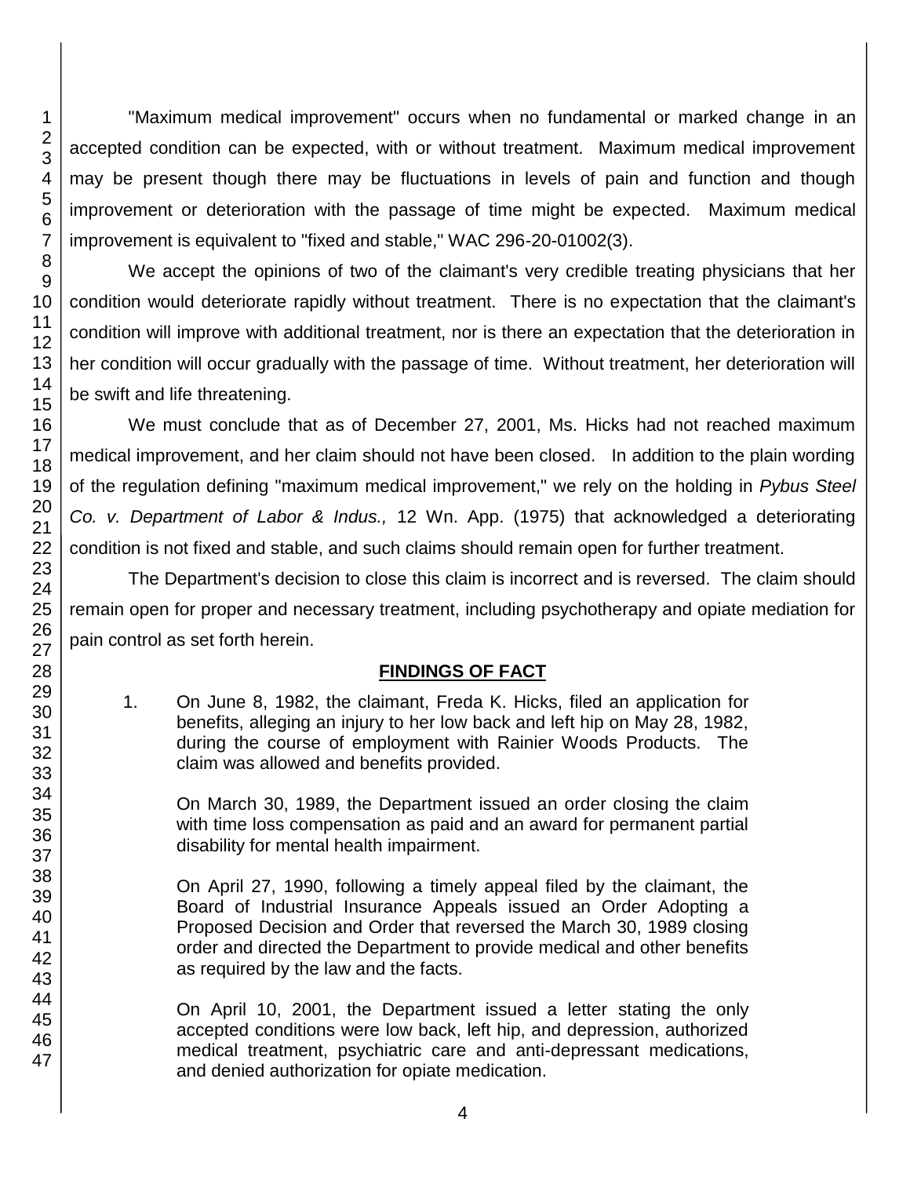"Maximum medical improvement" occurs when no fundamental or marked change in an accepted condition can be expected, with or without treatment. Maximum medical improvement may be present though there may be fluctuations in levels of pain and function and though improvement or deterioration with the passage of time might be expected. Maximum medical improvement is equivalent to "fixed and stable," WAC 296-20-01002(3).

We accept the opinions of two of the claimant's very credible treating physicians that her condition would deteriorate rapidly without treatment. There is no expectation that the claimant's condition will improve with additional treatment, nor is there an expectation that the deterioration in her condition will occur gradually with the passage of time. Without treatment, her deterioration will be swift and life threatening.

We must conclude that as of December 27, 2001, Ms. Hicks had not reached maximum medical improvement, and her claim should not have been closed. In addition to the plain wording of the regulation defining "maximum medical improvement," we rely on the holding in *Pybus Steel Co. v. Department of Labor & Indus.,* 12 Wn. App. (1975) that acknowledged a deteriorating condition is not fixed and stable, and such claims should remain open for further treatment.

The Department's decision to close this claim is incorrect and is reversed. The claim should remain open for proper and necessary treatment, including psychotherapy and opiate mediation for pain control as set forth herein.

## FINDINGS OF FACT

1. On June 8, 1982, the claimant, Freda K. Hicks, filed an application for benefits, alleging an injury to her low back and left hip on May 28, 1982, during the course of employment with Rainier Woods Products. The claim was allowed and benefits provided.

   On March 30, 1989, the Department issued an order closing the claim with time loss compensation as paid and an award for permanent partial disability for mental health impairment.

   On April 27, 1990, following a timely appeal filed by the claimant, the Board of Industrial Insurance Appeals issued an Order Adopting a Proposed Decision and Order that reversed the March 30, 1989 closing order and directed the Department to provide medical and other benefits as required by the law and the facts.

   On April 10, 2001, the Department issued a letter stating the only accepted conditions were low back, left hip, and depression, authorized medical treatment, psychiatric care and anti-depressant medications, and denied authorization for opiate medication.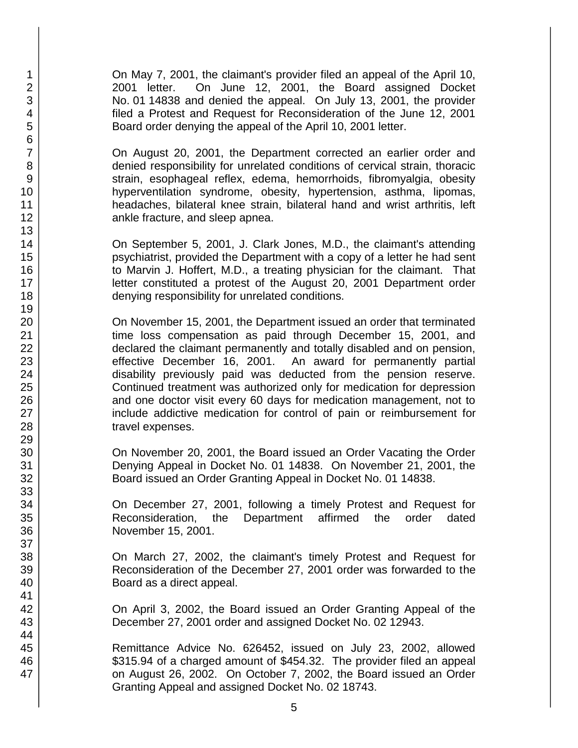On May 7, 2001, the claimant's provider filed an appeal of the April 10, 2001 letter. On June 12, 2001, the Board assigned Docket No. 01 14838 and denied the appeal. On July 13, 2001, the provider filed a Protest and Request for Reconsideration of the June 12, 2001 Board order denying the appeal of the April 10, 2001 letter.

On August 20, 2001, the Department corrected an earlier order and denied responsibility for unrelated conditions of cervical strain, thoracic strain, esophageal reflex, edema, hemorrhoids, fibromyalgia, obesity hyperventilation syndrome, obesity, hypertension, asthma, lipomas, headaches, bilateral knee strain, bilateral hand and wrist arthritis, left ankle fracture, and sleep apnea.

On September 5, 2001, J. Clark Jones, M.D., the claimant's attending psychiatrist, provided the Department with a copy of a letter he had sent to Marvin J. Hoffert, M.D., a treating physician for the claimant. That letter constituted a protest of the August 20, 2001 Department order denying responsibility for unrelated conditions.

On November 15, 2001, the Department issued an order that terminated time loss compensation as paid through December 15, 2001, and declared the claimant permanently and totally disabled and on pension, effective December 16, 2001. An award for permanently partial disability previously paid was deducted from the pension reserve. Continued treatment was authorized only for medication for depression and one doctor visit every 60 days for medication management, not to include addictive medication for control of pain or reimbursement for travel expenses.

On November 20, 2001, the Board issued an Order Vacating the Order Denying Appeal in Docket No. 01 14838. On November 21, 2001, the Board issued an Order Granting Appeal in Docket No. 01 14838.

On December 27, 2001, following a timely Protest and Request for Reconsideration, the Department affirmed the order dated November 15, 2001.

On March 27, 2002, the claimant's timely Protest and Request for Reconsideration of the December 27, 2001 order was forwarded to the Board as a direct appeal.

On April 3, 2002, the Board issued an Order Granting Appeal of the December 27, 2001 order and assigned Docket No. 02 12943.

Remittance Advice No. 626452, issued on July 23, 2002, allowed $315.94 of a charged amount of $454.32. The provider filed an appeal on August 26, 2002. On October 7, 2002, the Board issued an Order Granting Appeal and assigned Docket No. 02 18743.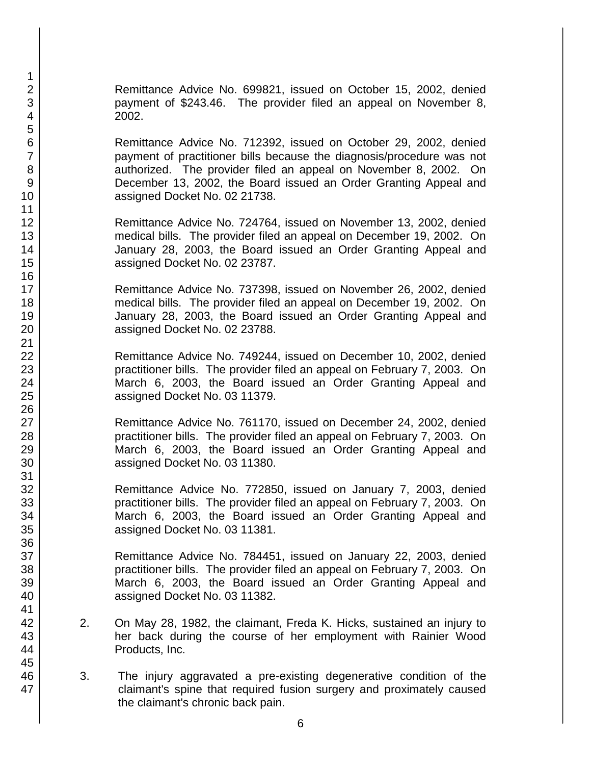Remittance Advice No. 699821, issued on October 15, 2002, denied payment of $243.46. The provider filed an appeal on November 8, 2002.

Remittance Advice No. 712392, issued on October 29, 2002, denied payment of practitioner bills because the diagnosis/procedure was not authorized. The provider filed an appeal on November 8, 2002. On December 13, 2002, the Board issued an Order Granting Appeal and assigned Docket No. 02 21738.

Remittance Advice No. 724764, issued on November 13, 2002, denied medical bills. The provider filed an appeal on December 19, 2002. On January 28, 2003, the Board issued an Order Granting Appeal and assigned Docket No. 02 23787.

Remittance Advice No. 737398, issued on November 26, 2002, denied medical bills. The provider filed an appeal on December 19, 2002. On January 28, 2003, the Board issued an Order Granting Appeal and assigned Docket No. 02 23788.

Remittance Advice No. 749244, issued on December 10, 2002, denied practitioner bills. The provider filed an appeal on February 7, 2003. On March 6, 2003, the Board issued an Order Granting Appeal and assigned Docket No. 03 11379.

Remittance Advice No. 761170, issued on December 24, 2002, denied practitioner bills. The provider filed an appeal on February 7, 2003. On March 6, 2003, the Board issued an Order Granting Appeal and assigned Docket No. 03 11380.

Remittance Advice No. 772850, issued on January 7, 2003, denied practitioner bills. The provider filed an appeal on February 7, 2003. On March 6, 2003, the Board issued an Order Granting Appeal and assigned Docket No. 03 11381.

Remittance Advice No. 784451, issued on January 22, 2003, denied practitioner bills. The provider filed an appeal on February 7, 2003. On March 6, 2003, the Board issued an Order Granting Appeal and assigned Docket No. 03 11382.

2. On May 28, 1982, the claimant, Freda K. Hicks, sustained an injury to her back during the course of her employment with Rainier Wood Products, Inc.

3. The injury aggravated a pre-existing degenerative condition of the claimant's spine that required fusion surgery and proximately caused the claimant's chronic back pain.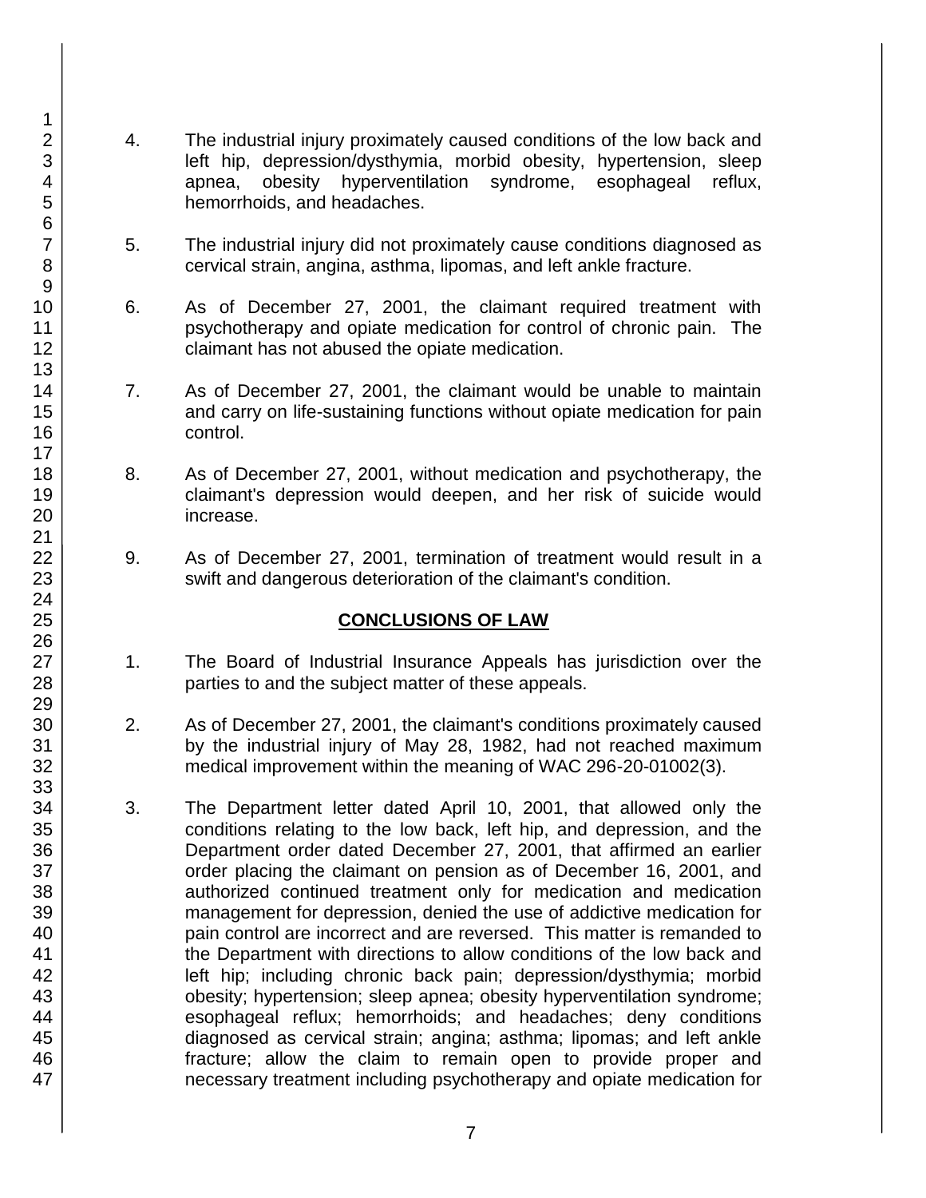4. The industrial injury proximately caused conditions of the low back and left hip, depression/dysthymia, morbid obesity, hypertension, sleep apnea, obesity hyperventilation syndrome, esophageal reflux, hemorrhoids, and headaches.

5. The industrial injury did not proximately cause conditions diagnosed as cervical strain, angina, asthma, lipomas, and left ankle fracture.

6. As of December 27, 2001, the claimant required treatment with psychotherapy and opiate medication for control of chronic pain. The claimant has not abused the opiate medication.

7. As of December 27, 2001, the claimant would be unable to maintain and carry on life-sustaining functions without opiate medication for pain control.

8. As of December 27, 2001, without medication and psychotherapy, the claimant's depression would deepen, and her risk of suicide would increase.

9. As of December 27, 2001, termination of treatment would result in a swift and dangerous deterioration of the claimant's condition.

## CONCLUSIONS OF LAW

1. The Board of Industrial Insurance Appeals has jurisdiction over the parties to and the subject matter of these appeals.

2. As of December 27, 2001, the claimant's conditions proximately caused by the industrial injury of May 28, 1982, had not reached maximum medical improvement within the meaning of WAC 296-20-01002(3).

3. The Department letter dated April 10, 2001, that allowed only the conditions relating to the low back, left hip, and depression, and the Department order dated December 27, 2001, that affirmed an earlier order placing the claimant on pension as of December 16, 2001, and authorized continued treatment only for medication and medication management for depression, denied the use of addictive medication for pain control are incorrect and are reversed. This matter is remanded to the Department with directions to allow conditions of the low back and left hip; including chronic back pain; depression/dysthymia; morbid obesity; hypertension; sleep apnea; obesity hyperventilation syndrome; esophageal reflux; hemorrhoids; and headaches; deny conditions diagnosed as cervical strain; angina; asthma; lipomas; and left ankle fracture; allow the claim to remain open to provide proper and necessary treatment including psychotherapy and opiate medication for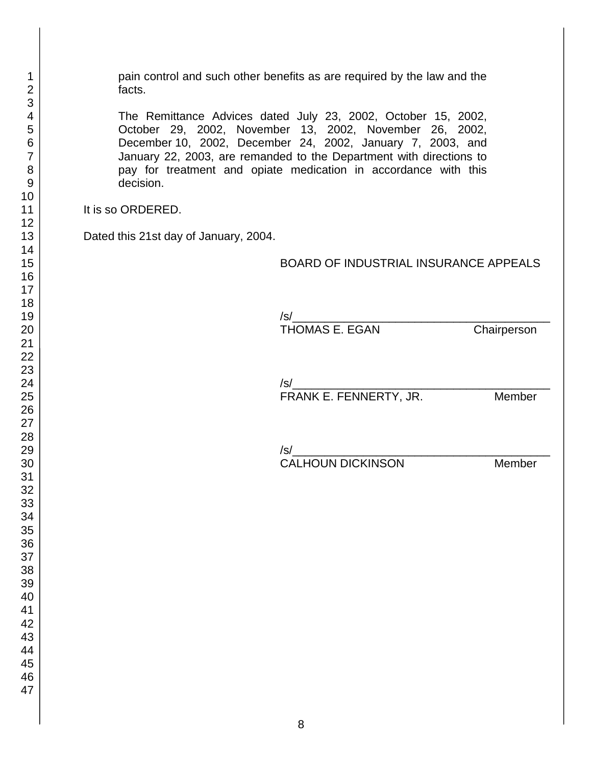pain control and such other benefits as are required by the law and the facts.

The Remittance Advices dated July 23, 2002, October 15, 2002, October 29, 2002, November 13, 2002, November 26, 2002, December 10, 2002, December 24, 2002, January 7, 2003, and January 22, 2003, are remanded to the Department with directions to pay for treatment and opiate medication in accordance with this decision.

It is so ORDERED.

Dated this 21st day of January, 2004.

BOARD OF INDUSTRIAL INSURANCE APPEALS

/s/\_\_\_\_\_\_\_\_\_\_\_\_\_\_\_\_\_\_\_\_\_\_\_\_\_\_\_\_\_\_\_\_\_\_\_\_\_\_\_\_
THOMAS E. EGAN Chairperson

/s/\_\_\_\_\_\_\_\_\_\_\_\_\_\_\_\_\_\_\_\_\_\_\_\_\_\_\_\_\_\_\_\_\_\_\_\_\_\_\_\_
FRANK E. FENNERTY, JR. Member

/s/\_\_\_\_\_\_\_\_\_\_\_\_\_\_\_\_\_\_\_\_\_\_\_\_\_\_\_\_\_\_\_\_\_\_\_\_\_\_\_\_
CALHOUN DICKINSON Member